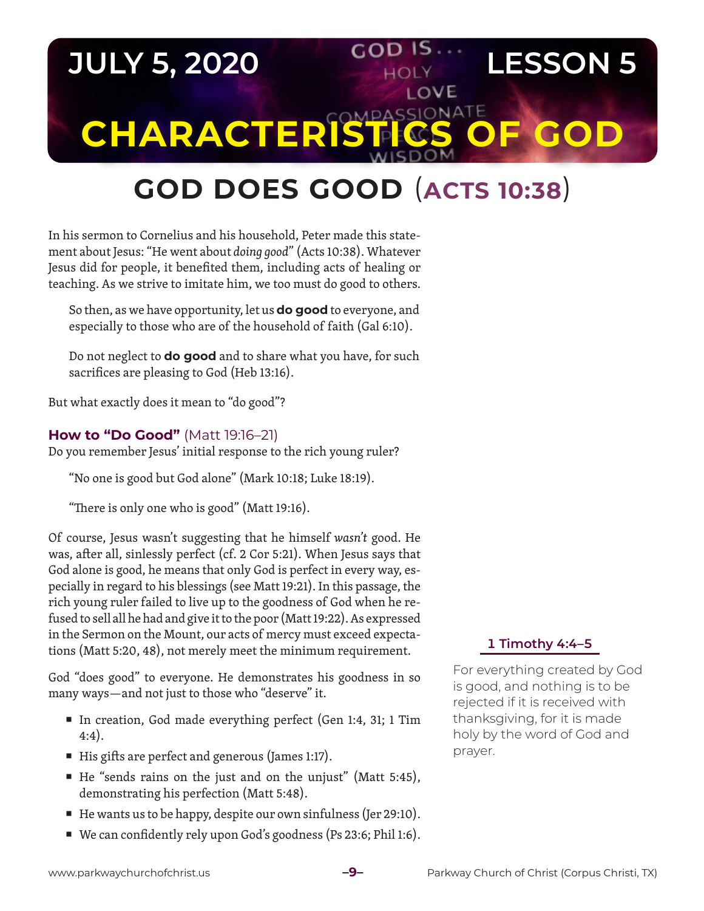# JULY 5, 2020 — LESSON 5

# CHARACTERISTICS OF GOD

## GOD DOES GOOD (ACTS 10:38)

In his sermon to Cornelius and his household, Peter made this statement about Jesus: "He went about *doing good*" (Acts 10:38). Whatever Jesus did for people, it benefited them, including acts of healing or teaching. As we strive to imitate him, we too must do good to others.

> So then, as we have opportunity, let us **do good** to everyone, and especially to those who are of the household of faith (Gal 6:10).

> Do not neglect to **do good** and to share what you have, for such sacrifices are pleasing to God (Heb 13:16).

But what exactly does it mean to "do good"?

### How to "Do Good" (Matt 19:16–21)

Do you remember Jesus' initial response to the rich young ruler?

> "No one is good but God alone" (Mark 10:18; Luke 18:19).

> "There is only one who is good" (Matt 19:16).

Of course, Jesus wasn't suggesting that he himself *wasn't* good. He was, after all, sinlessly perfect (cf. 2 Cor 5:21). When Jesus says that God alone is good, he means that only God is perfect in every way, especially in regard to his blessings (see Matt 19:21). In this passage, the rich young ruler failed to live up to the goodness of God when he refused to sell all he had and give it to the poor (Matt 19:22). As expressed in the Sermon on the Mount, our acts of mercy must exceed expectations (Matt 5:20, 48), not merely meet the minimum requirement.

God "does good" to everyone. He demonstrates his goodness in so many ways—and not just to those who "deserve" it.

- In creation, God made everything perfect (Gen 1:4, 31; 1 Tim 4:4).
- His gifts are perfect and generous (James 1:17).
- He "sends rains on the just and on the unjust" (Matt 5:45), demonstrating his perfection (Matt 5:48).
- He wants us to be happy, despite our own sinfulness (Jer 29:10).
- We can confidently rely upon God's goodness (Ps 23:6; Phil 1:6).

**1 Timothy 4:4–5**

For everything created by God is good, and nothing is to be rejected if it is received with thanksgiving, for it is made holy by the word of God and prayer.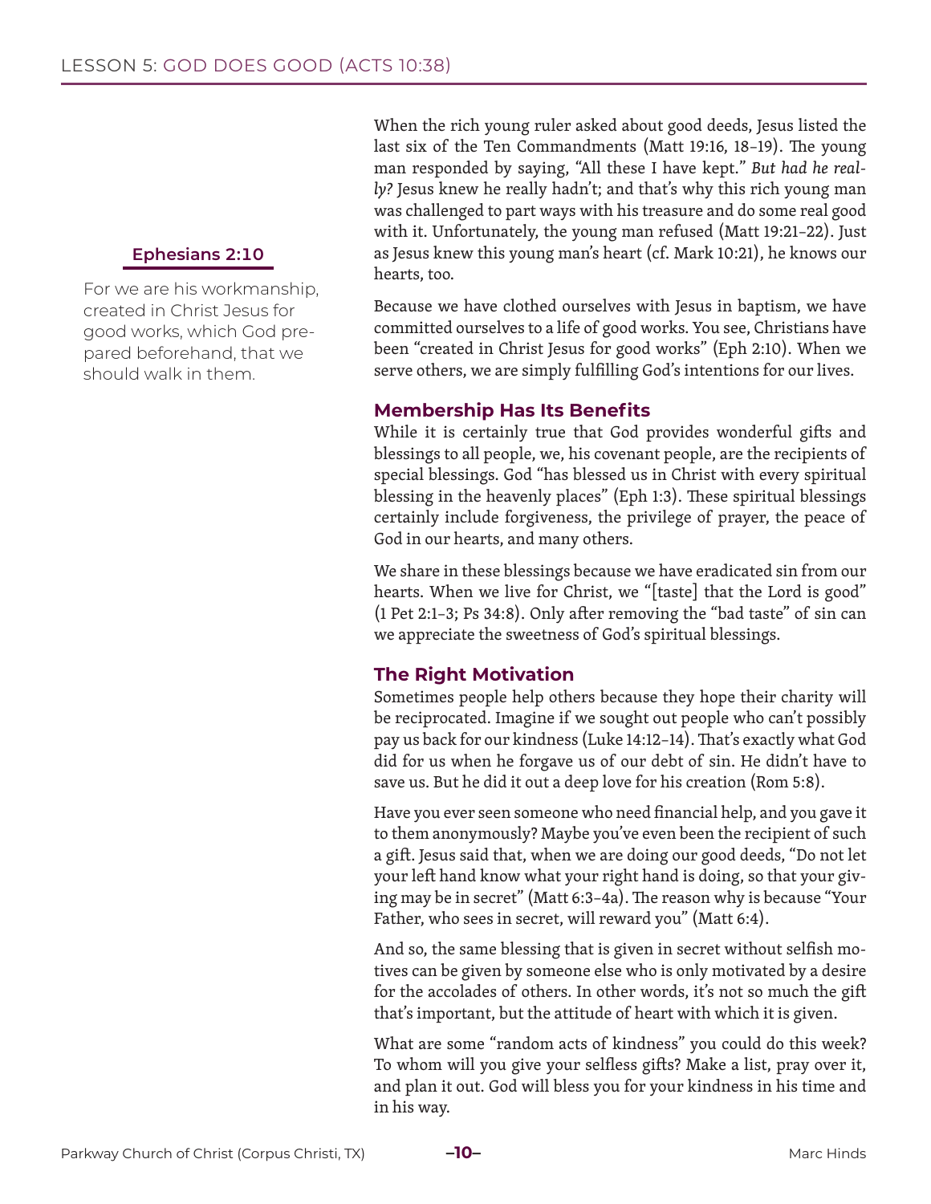When the rich young ruler asked about good deeds, Jesus listed the last six of the Ten Commandments (Matt 19:16, 18–19). The young man responded by saying, "All these I have kept." *But had he really?* Jesus knew he really hadn't; and that's why this rich young man was challenged to part ways with his treasure and do some real good with it. Unfortunately, the young man refused (Matt 19:21–22). Just as Jesus knew this young man's heart (cf. Mark 10:21), he knows our hearts, too.

**Ephesians 2:10**

For we are his workmanship, created in Christ Jesus for good works, which God prepared beforehand, that we should walk in them.

Because we have clothed ourselves with Jesus in baptism, we have committed ourselves to a life of good works. You see, Christians have been "created in Christ Jesus for good works" (Eph 2:10). When we serve others, we are simply fulfilling God's intentions for our lives.

### Membership Has Its Benefits

While it is certainly true that God provides wonderful gifts and blessings to all people, we, his covenant people, are the recipients of special blessings. God "has blessed us in Christ with every spiritual blessing in the heavenly places" (Eph 1:3). These spiritual blessings certainly include forgiveness, the privilege of prayer, the peace of God in our hearts, and many others.

We share in these blessings because we have eradicated sin from our hearts. When we live for Christ, we "[taste] that the Lord is good" (1 Pet 2:1–3; Ps 34:8). Only after removing the "bad taste" of sin can we appreciate the sweetness of God's spiritual blessings.

### The Right Motivation

Sometimes people help others because they hope their charity will be reciprocated. Imagine if we sought out people who can't possibly pay us back for our kindness (Luke 14:12–14). That's exactly what God did for us when he forgave us of our debt of sin. He didn't have to save us. But he did it out a deep love for his creation (Rom 5:8).

Have you ever seen someone who need financial help, and you gave it to them anonymously? Maybe you've even been the recipient of such a gift. Jesus said that, when we are doing our good deeds, "Do not let your left hand know what your right hand is doing, so that your giving may be in secret" (Matt 6:3–4a). The reason why is because "Your Father, who sees in secret, will reward you" (Matt 6:4).

And so, the same blessing that is given in secret without selfish motives can be given by someone else who is only motivated by a desire for the accolades of others. In other words, it's not so much the gift that's important, but the attitude of heart with which it is given.

What are some "random acts of kindness" you could do this week? To whom will you give your selfless gifts? Make a list, pray over it, and plan it out. God will bless you for your kindness in his time and in his way.